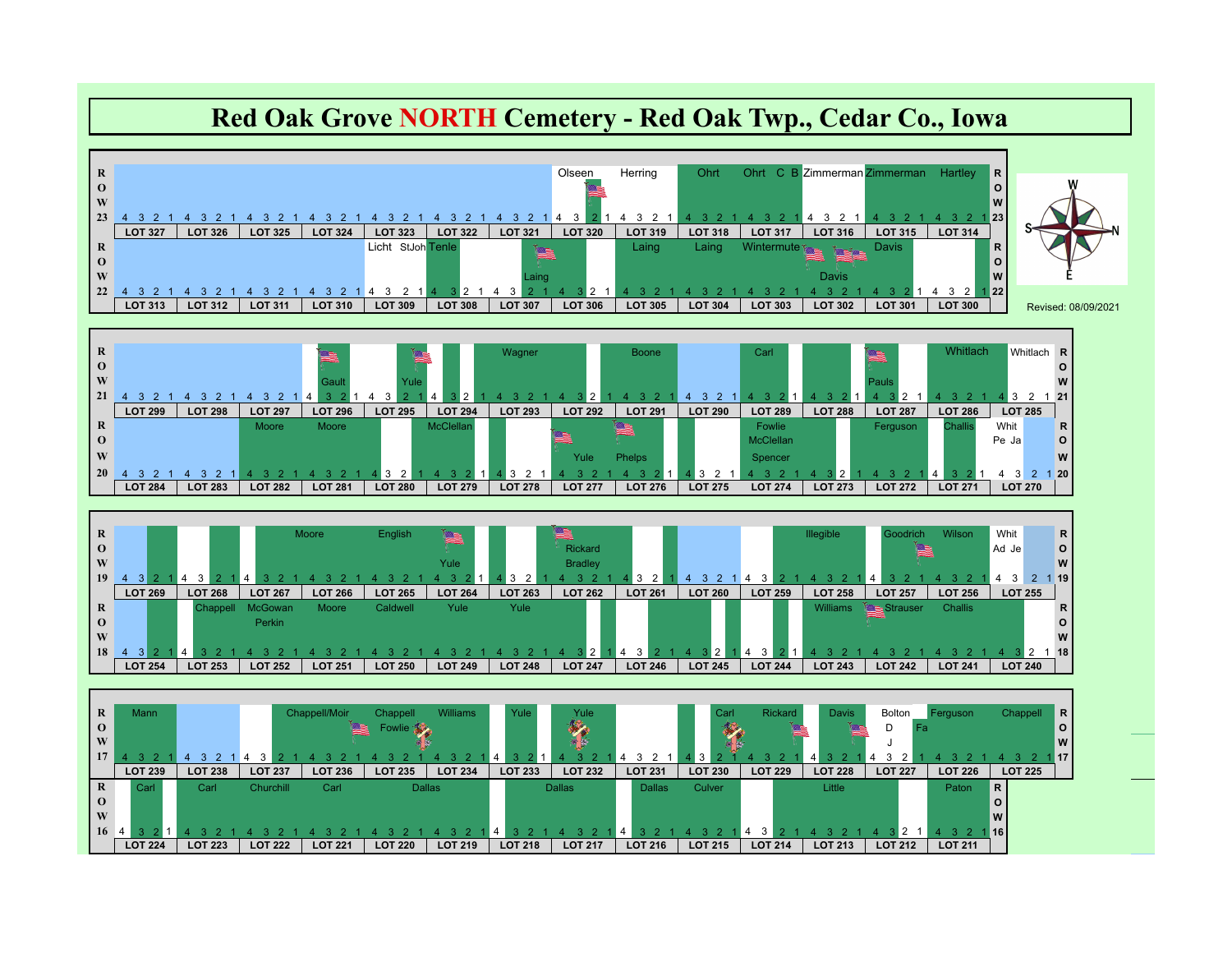# Red Oak Grove NORTH Cemetery - Red Oak Twp., Cedar Co., Iowa

Revised: 08/09/2021

## Row 23

| LOT 327 | LOT 326 | LOT 325 | LOT 324 | LOT 323 | LOT 322 | LOT 321 | LOT 320 | LOT 319 | LOT 318 | LOT 317 | LOT 316 | LOT 315 | LOT 314 |
|---|---|---|---|---|---|---|---|---|---|---|---|---|---|
| | | | | | | | Olseen | Herring | Ohrt | Ohrt C B | Zimmerman | Zimmerman | Hartley |

## Row 22

| LOT 313 | LOT 312 | LOT 311 | LOT 310 | LOT 309 | LOT 308 | LOT 307 | LOT 306 | LOT 305 | LOT 304 | LOT 303 | LOT 302 | LOT 301 | LOT 300 |
|---|---|---|---|---|---|---|---|---|---|---|---|---|---|
| | | | | Licht StJoh | Tenle | Laing | | Laing | Laing | Wintermute | Davis | Davis | |

## Row 21

| LOT 299 | LOT 298 | LOT 297 | LOT 296 | LOT 295 | LOT 294 | LOT 293 | LOT 292 | LOT 291 | LOT 290 | LOT 289 | LOT 288 | LOT 287 | LOT 286 | LOT 285 |
|---|---|---|---|---|---|---|---|---|---|---|---|---|---|---|
| | | | Gault | Yule | | Wagner | | Boone | | Carl | | Pauls | Whitlach | Whitlach |

## Row 20

| LOT 284 | LOT 283 | LOT 282 | LOT 281 | LOT 280 | LOT 279 | LOT 278 | LOT 277 | LOT 276 | LOT 275 | LOT 274 | LOT 273 | LOT 272 | LOT 271 | LOT 270 |
|---|---|---|---|---|---|---|---|---|---|---|---|---|---|---|
| | | Moore | Moore | | McClellan | | Yule | Phelps | | Fowlie McClellan Spencer | | Ferguson | Challis | Whit Pe Ja |

## Row 19

| LOT 269 | LOT 268 | LOT 267 | LOT 266 | LOT 265 | LOT 264 | LOT 263 | LOT 262 | LOT 261 | LOT 260 | LOT 259 | LOT 258 | LOT 257 | LOT 256 | LOT 255 |
|---|---|---|---|---|---|---|---|---|---|---|---|---|---|---|
| | | Moore | | English | Yule | | Rickard Bradley | | | | Illegible | Goodrich | Wilson | Whit Ad Je |

## Row 18

| LOT 254 | LOT 253 | LOT 252 | LOT 251 | LOT 250 | LOT 249 | LOT 248 | LOT 247 | LOT 246 | LOT 245 | LOT 244 | LOT 243 | LOT 242 | LOT 241 | LOT 240 |
|---|---|---|---|---|---|---|---|---|---|---|---|---|---|---|
| | Chappell | McGowan Perkin | Moore | Caldwell | Yule | Yule | | | | | Williams | Strauser | Challis | |

## Row 17

| LOT 239 | LOT 238 | LOT 237 | LOT 236 | LOT 235 | LOT 234 | LOT 233 | LOT 232 | LOT 231 | LOT 230 | LOT 229 | LOT 228 | LOT 227 | LOT 226 | LOT 225 |
|---|---|---|---|---|---|---|---|---|---|---|---|---|---|---|
| Mann | | | Chappell/Moir | Chappell Fowlie | Williams | Yule | Yule | | Carl | Rickard | Davis | Bolton D J Fa | Ferguson | Chappell |

## Row 16

| LOT 224 | LOT 223 | LOT 222 | LOT 221 | LOT 220 | LOT 219 | LOT 218 | LOT 217 | LOT 216 | LOT 215 | LOT 214 | LOT 213 | LOT 212 | LOT 211 |
|---|---|---|---|---|---|---|---|---|---|---|---|---|---|
| Carl | Carl | Churchill | Carl | Dallas | | | Dallas | Dallas | Culver | | Little | | Paton |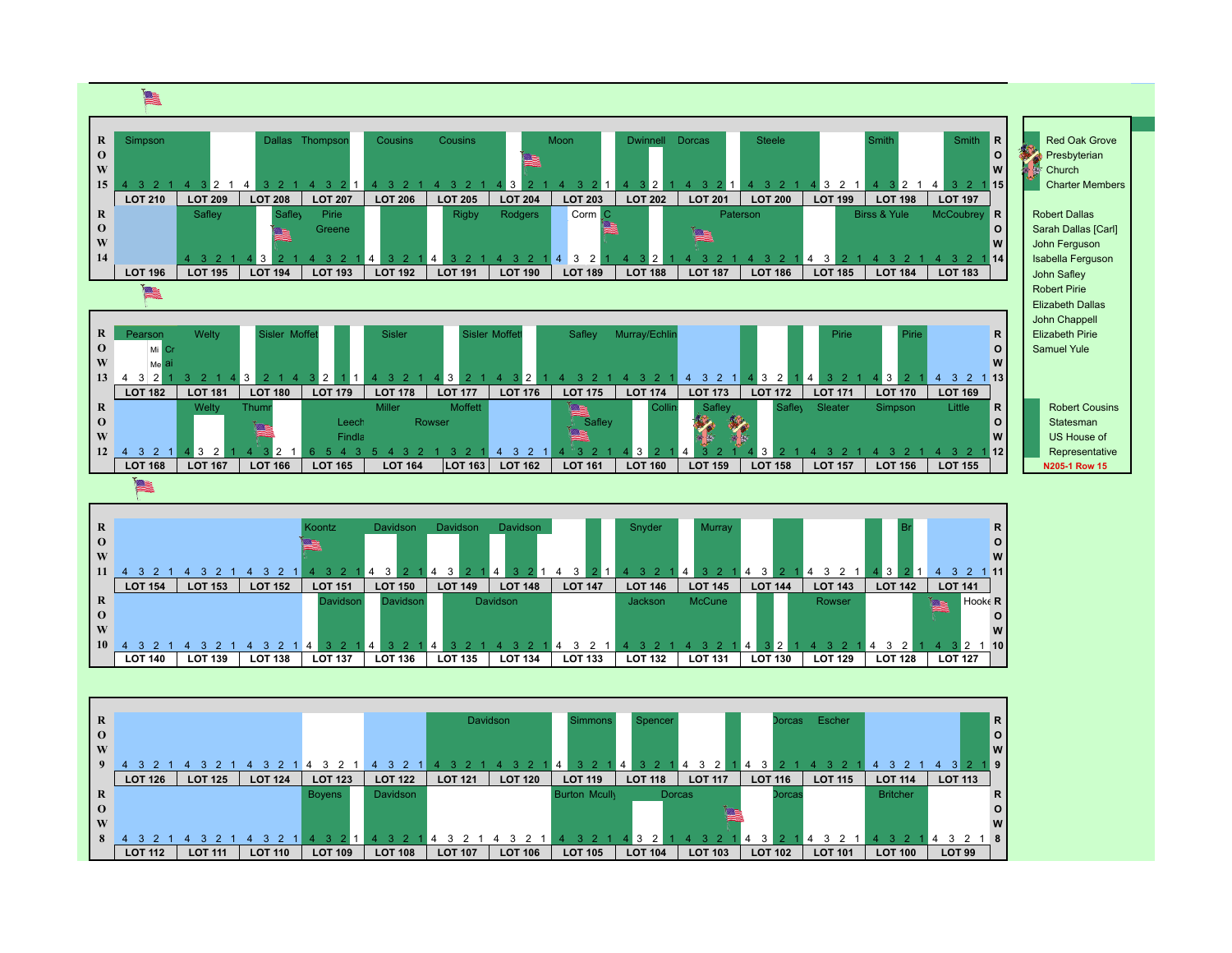| | | | | | | | | | | | | | | |
|---|---|---|---|---|---|---|---|---|---|---|---|---|---|---|
| ROW 15 | Simpson | | Dallas Thompson | | Cousins | Cousins | | Moon | Dwinnell | Dorcas | Steele | | Smith | Smith |
| | LOT 210 | LOT 209 | LOT 208 | LOT 207 | LOT 206 | LOT 205 | LOT 204 | LOT 203 | LOT 202 | LOT 201 | LOT 200 | LOT 199 | LOT 198 | LOT 197 |
| ROW 14 | | Safley | Safley | Pirie Greene | | | Rigby | Rodgers | Corm C | | Paterson | | Birss & Yule | McCoubrey |
| | LOT 196 | LOT 195 | LOT 194 | LOT 193 | LOT 192 | LOT 191 | LOT 190 | LOT 189 | LOT 188 | LOT 187 | LOT 186 | LOT 185 | LOT 184 | LOT 183 |

| | | | | | | | | | | | | | | |
|---|---|---|---|---|---|---|---|---|---|---|---|---|---|---|
| ROW 13 | Pearson Mi Me Cr ai | Welty | Sisler Moffet | | Sisler | | Sisler Moffett | Safley | Murray/Echlin | | | Pirie | Pirie | |
| | LOT 182 | LOT 181 | LOT 180 | LOT 179 | LOT 178 | LOT 177 | LOT 176 | LOT 175 | LOT 174 | LOT 173 | LOT 172 | LOT 171 | LOT 170 | LOT 169 |
| ROW 12 | | Welty | Thumr | Leech Findla | Miller Rowser | Moffett | | Safley | Collin | Safley | Safley | Sleater | Simpson | Little |
| | LOT 168 | LOT 167 | LOT 166 | LOT 165 | LOT 164 | LOT 163 | LOT 162 | LOT 161 | LOT 160 | LOT 159 | LOT 158 | LOT 157 | LOT 156 | LOT 155 |

| | | | | | | | | | | | | | | |
|---|---|---|---|---|---|---|---|---|---|---|---|---|---|---|
| ROW 11 | | | | Koontz | Davidson | Davidson | Davidson | | Snyder | Murray | | | Br | |
| | LOT 154 | LOT 153 | LOT 152 | LOT 151 | LOT 150 | LOT 149 | LOT 148 | LOT 147 | LOT 146 | LOT 145 | LOT 144 | LOT 143 | LOT 142 | LOT 141 |
| ROW 10 | | | | Davidson | Davidson | Davidson | | | Jackson | McCune | | Rowser | | Hooke |
| | LOT 140 | LOT 139 | LOT 138 | LOT 137 | LOT 136 | LOT 135 | LOT 134 | LOT 133 | LOT 132 | LOT 131 | LOT 130 | LOT 129 | LOT 128 | LOT 127 |

| | | | | | | | | | | | | | | |
|---|---|---|---|---|---|---|---|---|---|---|---|---|---|---|
| ROW 9 | | | | | | Davidson | | Simmons | Spencer | | Dorcas | Escher | | |
| | LOT 126 | LOT 125 | LOT 124 | LOT 123 | LOT 122 | LOT 121 | LOT 120 | LOT 119 | LOT 118 | LOT 117 | LOT 116 | LOT 115 | LOT 114 | LOT 113 |
| ROW 8 | | | | Boyens | Davidson | | | Burton Mcully | | Dorcas | Dorcas | | Britcher | |
| | LOT 112 | LOT 111 | LOT 110 | LOT 109 | LOT 108 | LOT 107 | LOT 106 | LOT 105 | LOT 104 | LOT 103 | LOT 102 | LOT 101 | LOT 100 | LOT 99 |

Red Oak Grove Presbyterian Church Charter Members

Robert Dallas
Sarah Dallas [Carl]
John Ferguson
Isabella Ferguson
John Safley
Robert Pirie
Elizabeth Dallas
John Chappell
Elizabeth Pirie
Samuel Yule

Robert Cousins
Statesman
US House of Representative
N205-1 Row 15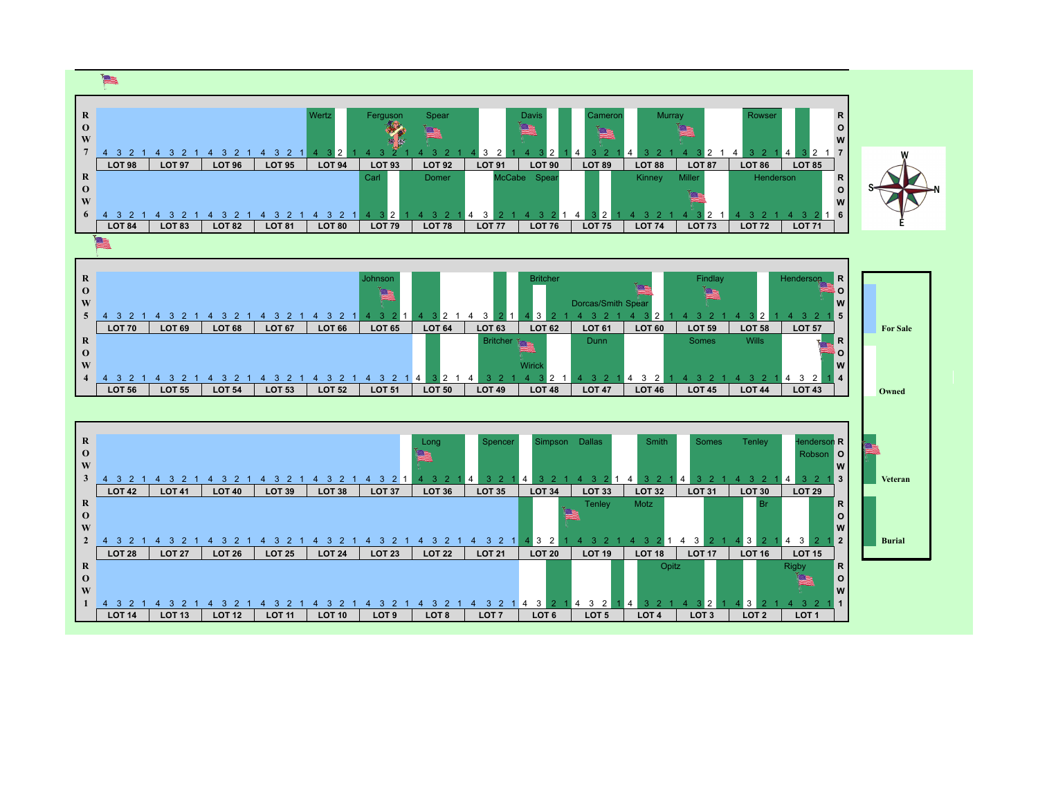ROW 7

| LOT 98 | LOT 97 | LOT 96 | LOT 95 | LOT 94 | LOT 93 | LOT 92 | LOT 91 | LOT 90 | LOT 89 | LOT 88 | LOT 87 | LOT 86 | LOT 85 |
|---|---|---|---|---|---|---|---|---|---|---|---|---|---|
| 4 3 2 1 | 4 3 2 1 | 4 3 2 1 | 4 3 2 1 | 4 3 2 1 Wertz | 4 3 2 1 Ferguson | 4 3 2 1 Spear | 4 3 2 1 | 4 3 2 1 Davis | 4 3 2 1 Cameron | 4 3 2 1 | 4 3 2 1 Murray | 4 3 2 1 Rowser | 4 3 2 1 |

ROW 6

| LOT 84 | LOT 83 | LOT 82 | LOT 81 | LOT 80 | LOT 79 | LOT 78 | LOT 77 | LOT 76 | LOT 75 | LOT 74 | LOT 73 | LOT 72 | LOT 71 |
|---|---|---|---|---|---|---|---|---|---|---|---|---|---|
| 4 3 2 1 | 4 3 2 1 | 4 3 2 1 | 4 3 2 1 | 4 3 2 1 | 4 3 2 1 Carl | 4 3 2 1 Domer | 4 3 2 1 McCabe | 4 3 2 1 Spear | 4 3 2 1 | 4 3 2 1 Kinney | 4 3 2 1 Miller | 4 3 2 1 Henderson | 4 3 2 1 |

ROW 5

| LOT 70 | LOT 69 | LOT 68 | LOT 67 | LOT 66 | LOT 65 | LOT 64 | LOT 63 | LOT 62 | LOT 61 | LOT 60 | LOT 59 | LOT 58 | LOT 57 |
|---|---|---|---|---|---|---|---|---|---|---|---|---|---|
| 4 3 2 1 | 4 3 2 1 | 4 3 2 1 | 4 3 2 1 | 4 3 2 1 | 4 3 2 1 Johnson | 4 3 2 1 | 4 3 2 1 | 4 3 2 1 Britcher | 4 3 2 1 Dorcas/Smith | 4 3 2 1 Spear | 4 3 2 1 Findlay | 4 3 2 1 | 4 3 2 1 Henderson |

ROW 4

| LOT 56 | LOT 55 | LOT 54 | LOT 53 | LOT 52 | LOT 51 | LOT 50 | LOT 49 | LOT 48 | LOT 47 | LOT 46 | LOT 45 | LOT 44 | LOT 43 |
|---|---|---|---|---|---|---|---|---|---|---|---|---|---|
| 4 3 2 1 | 4 3 2 1 | 4 3 2 1 | 4 3 2 1 | 4 3 2 1 | 4 3 2 1 | 4 3 2 1 | 4 3 2 1 Britcher | 4 3 2 1 Wirick | 4 3 2 1 Dunn | 4 3 2 1 | 4 3 2 1 Somes | 4 3 2 1 Wills | 4 3 2 1 |

ROW 3

| LOT 42 | LOT 41 | LOT 40 | LOT 39 | LOT 38 | LOT 37 | LOT 36 | LOT 35 | LOT 34 | LOT 33 | LOT 32 | LOT 31 | LOT 30 | LOT 29 |
|---|---|---|---|---|---|---|---|---|---|---|---|---|---|
| 4 3 2 1 | 4 3 2 1 | 4 3 2 1 | 4 3 2 1 | 4 3 2 1 | 4 3 2 1 | 4 3 2 1 Long | 4 3 2 1 Spencer | 4 3 2 1 Simpson | 4 3 2 1 Dallas | 4 3 2 1 Smith | 4 3 2 1 Somes | 4 3 2 1 Tenley | 4 3 2 1 Henderson Robson |

ROW 2

| LOT 28 | LOT 27 | LOT 26 | LOT 25 | LOT 24 | LOT 23 | LOT 22 | LOT 21 | LOT 20 | LOT 19 | LOT 18 | LOT 17 | LOT 16 | LOT 15 |
|---|---|---|---|---|---|---|---|---|---|---|---|---|---|
| 4 3 2 1 | 4 3 2 1 | 4 3 2 1 | 4 3 2 1 | 4 3 2 1 | 4 3 2 1 | 4 3 2 1 | 4 3 2 1 | 4 3 2 1 | 4 3 2 1 Tenley | 4 3 2 1 Motz | 4 3 2 1 | 4 3 2 1 Br | 4 3 2 1 |

ROW 1

| LOT 14 | LOT 13 | LOT 12 | LOT 11 | LOT 10 | LOT 9 | LOT 8 | LOT 7 | LOT 6 | LOT 5 | LOT 4 | LOT 3 | LOT 2 | LOT 1 |
|---|---|---|---|---|---|---|---|---|---|---|---|---|---|
| 4 3 2 1 | 4 3 2 1 | 4 3 2 1 | 4 3 2 1 | 4 3 2 1 | 4 3 2 1 | 4 3 2 1 | 4 3 2 1 | 4 3 2 1 | 4 3 2 1 | 4 3 2 1 Opitz | 4 3 2 1 | 4 3 2 1 | 4 3 2 1 Rigby |

W

S N

E

For Sale

Owned

Veteran

Burial